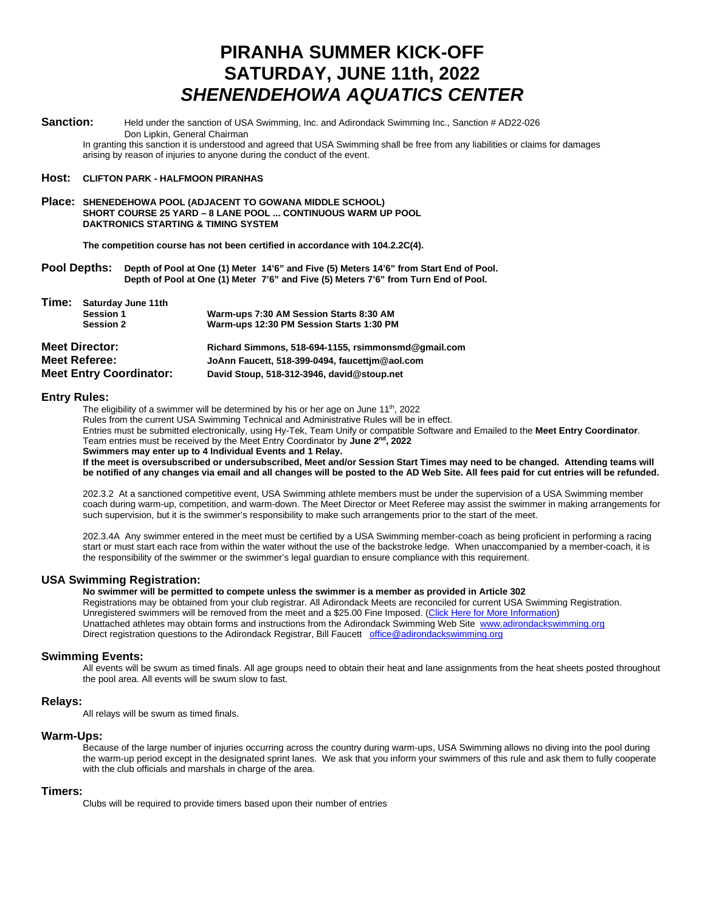# PIRANHA SUMMER KICK-OFF
# SATURDAY, JUNE 11th, 2022
# *SHENENDEHOWA AQUATICS CENTER*

**Sanction:** Held under the sanction of USA Swimming, Inc. and Adirondack Swimming Inc., Sanction # AD22-026
Don Lipkin, General Chairman
In granting this sanction it is understood and agreed that USA Swimming shall be free from any liabilities or claims for damages arising by reason of injuries to anyone during the conduct of the event.

**Host:** **CLIFTON PARK - HALFMOON PIRANHAS**

**Place:** **SHENEDEHOWA POOL (ADJACENT TO GOWANA MIDDLE SCHOOL)**
**SHORT COURSE 25 YARD – 8 LANE POOL ... CONTINUOUS WARM UP POOL**
**DAKTRONICS STARTING & TIMING SYSTEM**

**The competition course has not been certified in accordance with 104.2.2C(4).**

**Pool Depths:** **Depth of Pool at One (1) Meter 14'6" and Five (5) Meters 14'6" from Start End of Pool.**
**Depth of Pool at One (1) Meter 7'6" and Five (5) Meters 7'6" from Turn End of Pool.**

**Time:** **Saturday June 11th**

**Session 1** — **Warm-ups 7:30 AM Session Starts 8:30 AM**
**Session 2** — **Warm-ups 12:30 PM Session Starts 1:30 PM**

**Meet Director:** **Richard Simmons, 518-694-1155, rsimmonsmd@gmail.com**
**Meet Referee:** **JoAnn Faucett, 518-399-0494, faucettjm@aol.com**
**Meet Entry Coordinator:** **David Stoup, 518-312-3946, david@stoup.net**

## Entry Rules:

The eligibility of a swimmer will be determined by his or her age on June 11th, 2022
Rules from the current USA Swimming Technical and Administrative Rules will be in effect.
Entries must be submitted electronically, using Hy-Tek, Team Unify or compatible Software and Emailed to the **Meet Entry Coordinator**.
Team entries must be received by the Meet Entry Coordinator by **June 2nd, 2022**
**Swimmers may enter up to 4 Individual Events and 1 Relay.**
**If the meet is oversubscribed or undersubscribed, Meet and/or Session Start Times may need to be changed. Attending teams will be notified of any changes via email and all changes will be posted to the AD Web Site. All fees paid for cut entries will be refunded.**

202.3.2 At a sanctioned competitive event, USA Swimming athlete members must be under the supervision of a USA Swimming member coach during warm-up, competition, and warm-down. The Meet Director or Meet Referee may assist the swimmer in making arrangements for such supervision, but it is the swimmer's responsibility to make such arrangements prior to the start of the meet.

202.3.4A Any swimmer entered in the meet must be certified by a USA Swimming member-coach as being proficient in performing a racing start or must start each race from within the water without the use of the backstroke ledge. When unaccompanied by a member-coach, it is the responsibility of the swimmer or the swimmer's legal guardian to ensure compliance with this requirement.

## USA Swimming Registration:

**No swimmer will be permitted to compete unless the swimmer is a member as provided in Article 302**
Registrations may be obtained from your club registrar. All Adirondack Meets are reconciled for current USA Swimming Registration.
Unregistered swimmers will be removed from the meet and a $25.00 Fine Imposed. (Click Here for More Information)
Unattached athletes may obtain forms and instructions from the Adirondack Swimming Web Site www.adirondackswimming.org
Direct registration questions to the Adirondack Registrar, Bill Faucett office@adirondackswimming.org

## Swimming Events:

All events will be swum as timed finals. All age groups need to obtain their heat and lane assignments from the heat sheets posted throughout the pool area. All events will be swum slow to fast.

## Relays:

All relays will be swum as timed finals.

## Warm-Ups:

Because of the large number of injuries occurring across the country during warm-ups, USA Swimming allows no diving into the pool during the warm-up period except in the designated sprint lanes. We ask that you inform your swimmers of this rule and ask them to fully cooperate with the club officials and marshals in charge of the area.

## Timers:

Clubs will be required to provide timers based upon their number of entries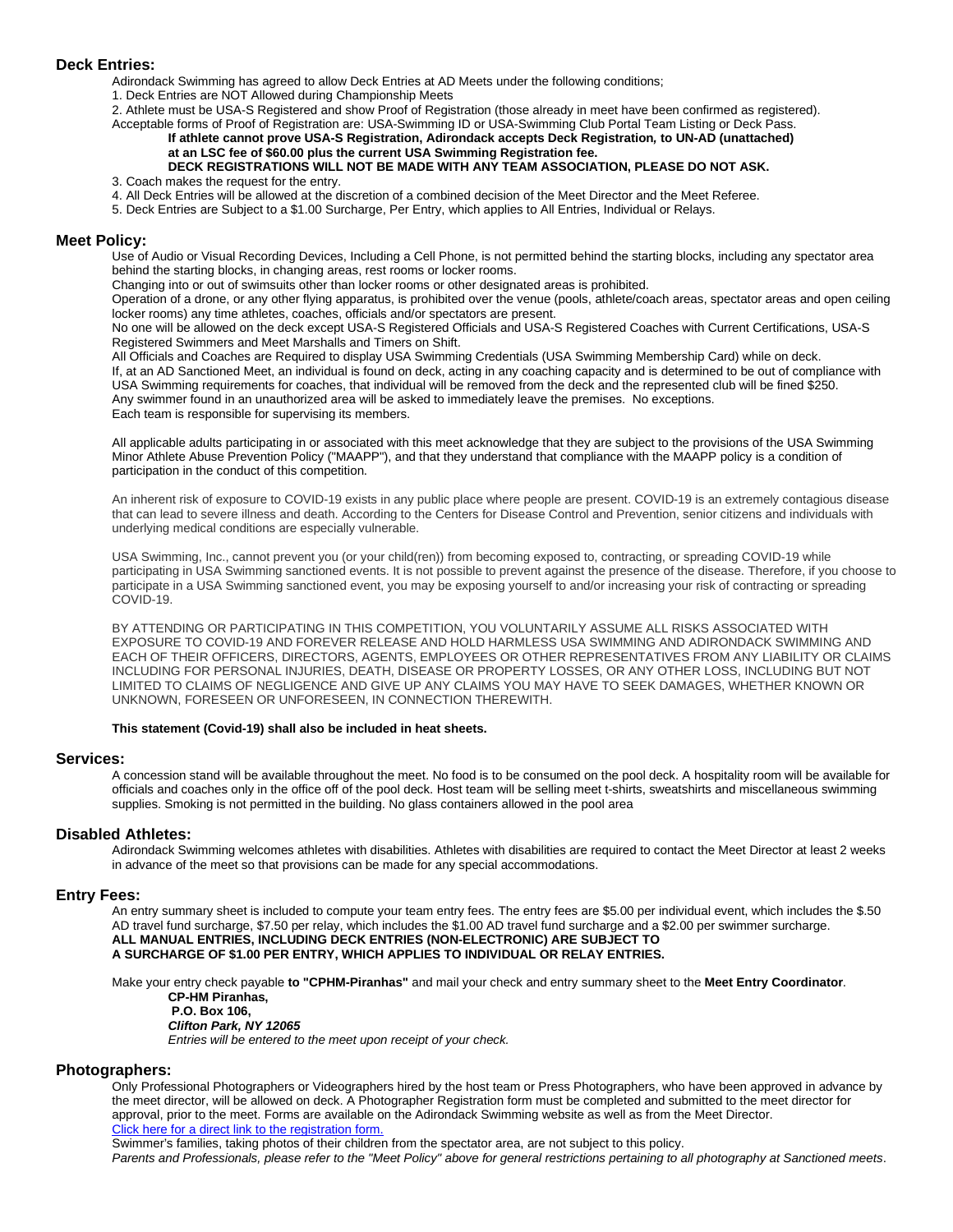## Deck Entries:

Adirondack Swimming has agreed to allow Deck Entries at AD Meets under the following conditions;

1. Deck Entries are NOT Allowed during Championship Meets
2. Athlete must be USA-S Registered and show Proof of Registration (those already in meet have been confirmed as registered). Acceptable forms of Proof of Registration are: USA-Swimming ID or USA-Swimming Club Portal Team Listing or Deck Pass.

   **If athlete cannot prove USA-S Registration, Adirondack accepts Deck Registration, to UN-AD (unattached) at an LSC fee of $60.00 plus the current USA Swimming Registration fee.**

   **DECK REGISTRATIONS WILL NOT BE MADE WITH ANY TEAM ASSOCIATION, PLEASE DO NOT ASK.**
3. Coach makes the request for the entry.
4. All Deck Entries will be allowed at the discretion of a combined decision of the Meet Director and the Meet Referee.
5. Deck Entries are Subject to a $1.00 Surcharge, Per Entry, which applies to All Entries, Individual or Relays.

## Meet Policy:

Use of Audio or Visual Recording Devices, Including a Cell Phone, is not permitted behind the starting blocks, including any spectator area behind the starting blocks, in changing areas, rest rooms or locker rooms.

Changing into or out of swimsuits other than locker rooms or other designated areas is prohibited.

Operation of a drone, or any other flying apparatus, is prohibited over the venue (pools, athlete/coach areas, spectator areas and open ceiling locker rooms) any time athletes, coaches, officials and/or spectators are present.

No one will be allowed on the deck except USA-S Registered Officials and USA-S Registered Coaches with Current Certifications, USA-S Registered Swimmers and Meet Marshalls and Timers on Shift.

All Officials and Coaches are Required to display USA Swimming Credentials (USA Swimming Membership Card) while on deck.

If, at an AD Sanctioned Meet, an individual is found on deck, acting in any coaching capacity and is determined to be out of compliance with USA Swimming requirements for coaches, that individual will be removed from the deck and the represented club will be fined $250.

Any swimmer found in an unauthorized area will be asked to immediately leave the premises. No exceptions.

Each team is responsible for supervising its members.

All applicable adults participating in or associated with this meet acknowledge that they are subject to the provisions of the USA Swimming Minor Athlete Abuse Prevention Policy ("MAAPP"), and that they understand that compliance with the MAAPP policy is a condition of participation in the conduct of this competition.

An inherent risk of exposure to COVID-19 exists in any public place where people are present. COVID-19 is an extremely contagious disease that can lead to severe illness and death. According to the Centers for Disease Control and Prevention, senior citizens and individuals with underlying medical conditions are especially vulnerable.

USA Swimming, Inc., cannot prevent you (or your child(ren)) from becoming exposed to, contracting, or spreading COVID-19 while participating in USA Swimming sanctioned events. It is not possible to prevent against the presence of the disease. Therefore, if you choose to participate in a USA Swimming sanctioned event, you may be exposing yourself to and/or increasing your risk of contracting or spreading COVID-19.

BY ATTENDING OR PARTICIPATING IN THIS COMPETITION, YOU VOLUNTARILY ASSUME ALL RISKS ASSOCIATED WITH EXPOSURE TO COVID-19 AND FOREVER RELEASE AND HOLD HARMLESS USA SWIMMING AND ADIRONDACK SWIMMING AND EACH OF THEIR OFFICERS, DIRECTORS, AGENTS, EMPLOYEES OR OTHER REPRESENTATIVES FROM ANY LIABILITY OR CLAIMS INCLUDING FOR PERSONAL INJURIES, DEATH, DISEASE OR PROPERTY LOSSES, OR ANY OTHER LOSS, INCLUDING BUT NOT LIMITED TO CLAIMS OF NEGLIGENCE AND GIVE UP ANY CLAIMS YOU MAY HAVE TO SEEK DAMAGES, WHETHER KNOWN OR UNKNOWN, FORESEEN OR UNFORESEEN, IN CONNECTION THEREWITH.

**This statement (Covid-19) shall also be included in heat sheets.**

## Services:

A concession stand will be available throughout the meet. No food is to be consumed on the pool deck. A hospitality room will be available for officials and coaches only in the office off of the pool deck. Host team will be selling meet t-shirts, sweatshirts and miscellaneous swimming supplies. Smoking is not permitted in the building. No glass containers allowed in the pool area

## Disabled Athletes:

Adirondack Swimming welcomes athletes with disabilities. Athletes with disabilities are required to contact the Meet Director at least 2 weeks in advance of the meet so that provisions can be made for any special accommodations.

## Entry Fees:

An entry summary sheet is included to compute your team entry fees. The entry fees are $5.00 per individual event, which includes the $.50 AD travel fund surcharge, $7.50 per relay, which includes the $1.00 AD travel fund surcharge and a $2.00 per swimmer surcharge.

**ALL MANUAL ENTRIES, INCLUDING DECK ENTRIES (NON-ELECTRONIC) ARE SUBJECT TO A SURCHARGE OF $1.00 PER ENTRY, WHICH APPLIES TO INDIVIDUAL OR RELAY ENTRIES.**

Make your entry check payable **to "CPHM-Piranhas"** and mail your check and entry summary sheet to the **Meet Entry Coordinator**.

**CP-HM Piranhas,**
**P.O. Box 106,**
***Clifton Park, NY 12065***
*Entries will be entered to the meet upon receipt of your check.*

## Photographers:

Only Professional Photographers or Videographers hired by the host team or Press Photographers, who have been approved in advance by the meet director, will be allowed on deck. A Photographer Registration form must be completed and submitted to the meet director for approval, prior to the meet. Forms are available on the Adirondack Swimming website as well as from the Meet Director.

[Click here for a direct link to the registration form.]

Swimmer's families, taking photos of their children from the spectator area, are not subject to this policy.

*Parents and Professionals, please refer to the "Meet Policy" above for general restrictions pertaining to all photography at Sanctioned meets.*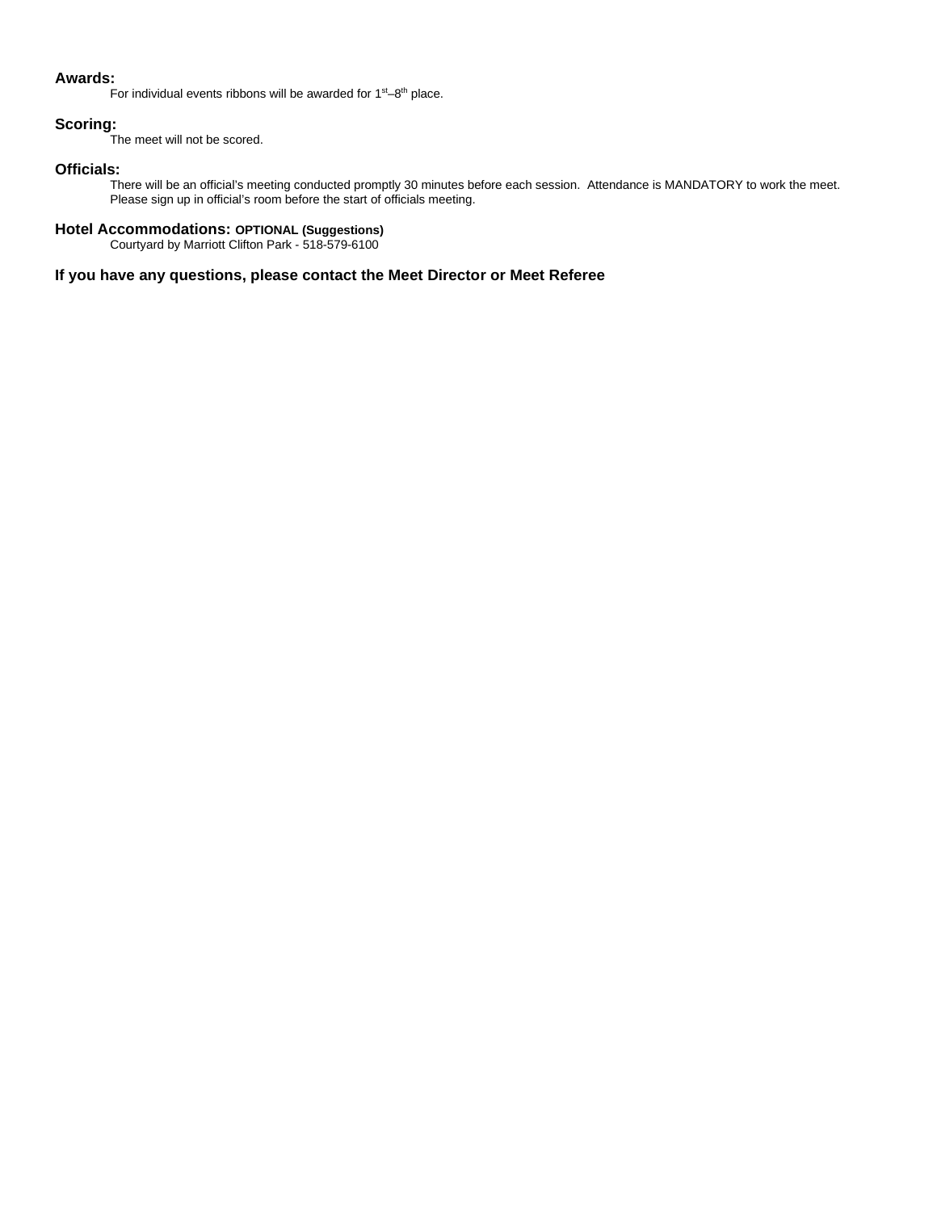**Awards:**

For individual events ribbons will be awarded for 1st–8th place.

**Scoring:**

The meet will not be scored.

**Officials:**

There will be an official's meeting conducted promptly 30 minutes before each session. Attendance is MANDATORY to work the meet. Please sign up in official's room before the start of officials meeting.

**Hotel Accommodations: OPTIONAL (Suggestions)**

Courtyard by Marriott Clifton Park - 518-579-6100

**If you have any questions, please contact the Meet Director or Meet Referee**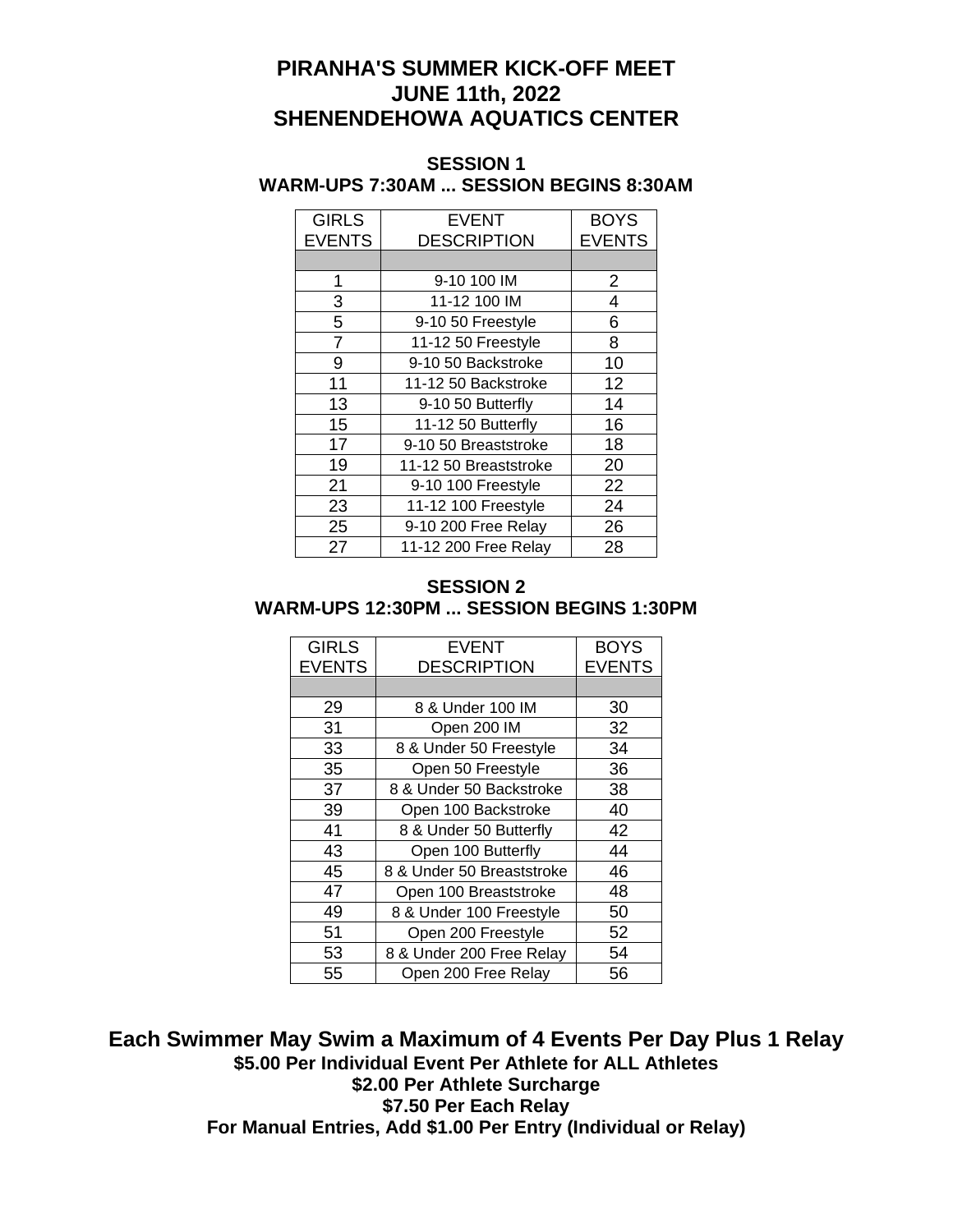# PIRANHA'S SUMMER KICK-OFF MEET
# JUNE 11th, 2022
# SHENENDEHOWA AQUATICS CENTER

## SESSION 1
## WARM-UPS 7:30AM ... SESSION BEGINS 8:30AM

| GIRLS EVENTS | EVENT DESCRIPTION | BOYS EVENTS |
|---|---|---|
| | | |
| 1 | 9-10 100 IM | 2 |
| 3 | 11-12 100 IM | 4 |
| 5 | 9-10 50 Freestyle | 6 |
| 7 | 11-12 50 Freestyle | 8 |
| 9 | 9-10 50 Backstroke | 10 |
| 11 | 11-12 50 Backstroke | 12 |
| 13 | 9-10 50 Butterfly | 14 |
| 15 | 11-12 50 Butterfly | 16 |
| 17 | 9-10 50 Breaststroke | 18 |
| 19 | 11-12 50 Breaststroke | 20 |
| 21 | 9-10 100 Freestyle | 22 |
| 23 | 11-12 100 Freestyle | 24 |
| 25 | 9-10 200 Free Relay | 26 |
| 27 | 11-12 200 Free Relay | 28 |

## SESSION 2
## WARM-UPS 12:30PM ... SESSION BEGINS 1:30PM

| GIRLS EVENTS | EVENT DESCRIPTION | BOYS EVENTS |
|---|---|---|
| | | |
| 29 | 8 & Under 100 IM | 30 |
| 31 | Open 200 IM | 32 |
| 33 | 8 & Under 50 Freestyle | 34 |
| 35 | Open 50 Freestyle | 36 |
| 37 | 8 & Under 50 Backstroke | 38 |
| 39 | Open 100 Backstroke | 40 |
| 41 | 8 & Under 50 Butterfly | 42 |
| 43 | Open 100 Butterfly | 44 |
| 45 | 8 & Under 50 Breaststroke | 46 |
| 47 | Open 100 Breaststroke | 48 |
| 49 | 8 & Under 100 Freestyle | 50 |
| 51 | Open 200 Freestyle | 52 |
| 53 | 8 & Under 200 Free Relay | 54 |
| 55 | Open 200 Free Relay | 56 |

## Each Swimmer May Swim a Maximum of 4 Events Per Day Plus 1 Relay

**$5.00 Per Individual Event Per Athlete for ALL Athletes**

**$2.00 Per Athlete Surcharge**

**$7.50 Per Each Relay**

**For Manual Entries, Add $1.00 Per Entry (Individual or Relay)**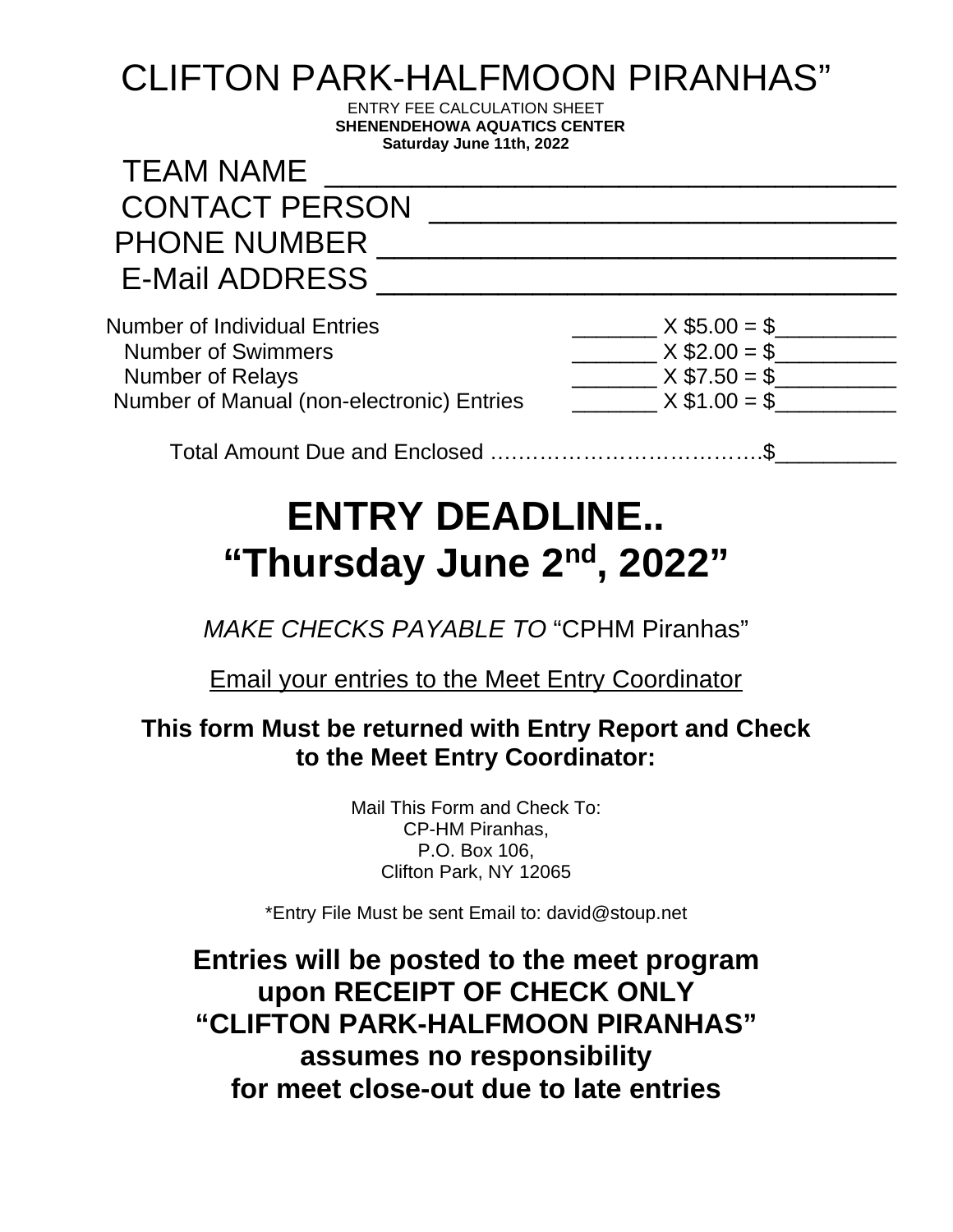# CLIFTON PARK-HALFMOON PIRANHAS”

ENTRY FEE CALCULATION SHEET
**SHENENDEHOWA AQUATICS CENTER**
**Saturday June 11th, 2022**

TEAM NAME ________________________________

CONTACT PERSON ___________________________

PHONE NUMBER ____________________________

E-Mail ADDRESS ____________________________

| | |
|---|---|
| Number of Individual Entries | _______ X $5.00 = $__________ |
| Number of Swimmers | _______ X $2.00 = $__________ |
| Number of Relays | _______ X $7.50 = $__________ |
| Number of Manual (non-electronic) Entries | _______ X $1.00 = $__________ |

Total Amount Due and Enclosed ……………………………….$__________

# ENTRY DEADLINE..
# “Thursday June 2nd, 2022”

*MAKE CHECKS PAYABLE TO* “CPHM Piranhas”

Email your entries to the Meet Entry Coordinator

**This form Must be returned with Entry Report and Check to the Meet Entry Coordinator:**

Mail This Form and Check To:
CP-HM Piranhas,
P.O. Box 106,
Clifton Park, NY 12065

*Entry File Must be sent Email to: david@stoup.net

**Entries will be posted to the meet program upon RECEIPT OF CHECK ONLY “CLIFTON PARK-HALFMOON PIRANHAS” assumes no responsibility for meet close-out due to late entries**